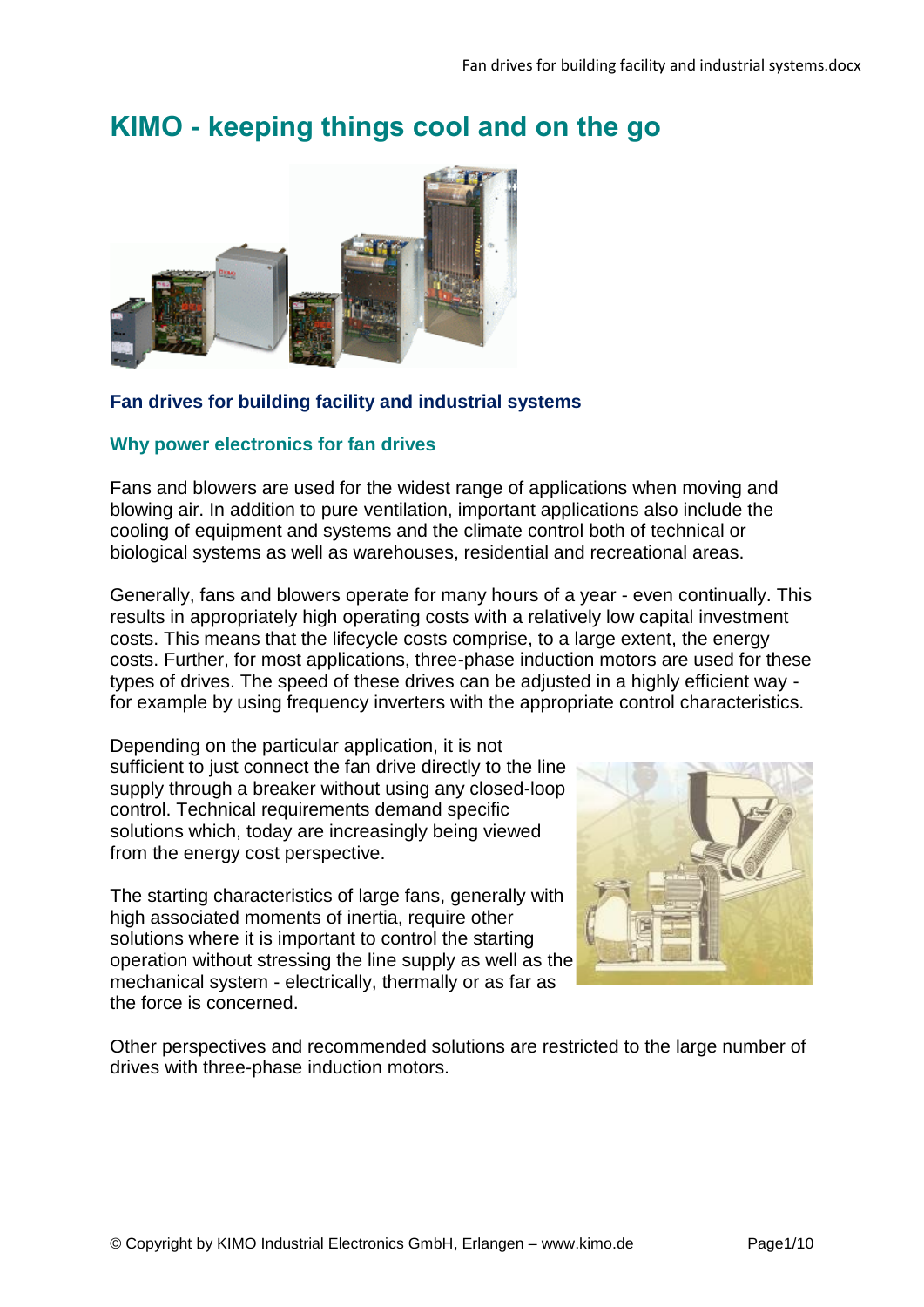# KIMO - keeping things cool and on the go

### Fan drives for building facility and industrial systems

## Why power electronics for fan drives

Fans and blowers are used for the widest range of applications when moving and blowing air. In addition to pure ventilation, important applications also include the cooling of equipment and systems and the climate control both of technical or biological systems as well as warehouses, residential and recreational areas.

Generally, fans and blowers operate for many hours of a year - even continually. This results in appropriately high operating costs with a relatively low capital investment costs. This means that the lifecycle costs comprise, to a large extent, the energy costs. Further, for most applications, three-phase induction motors are used for these types of drives. The speed of these drives can be adjusted in a highly efficient way - for example by using frequency inverters with the appropriate control characteristics.

Depending on the particular application, it is not sufficient to just connect the fan drive directly to the line supply through a breaker without using any closed-loop control. Technical requirements demand specific solutions which, today are increasingly being viewed from the energy cost perspective.

The starting characteristics of large fans, generally with high associated moments of inertia, require other solutions where it is important to control the starting operation without stressing the line supply as well as the mechanical system - electrically, thermally or as far as the force is concerned.

Other perspectives and recommended solutions are restricted to the large number of drives with three-phase induction motors.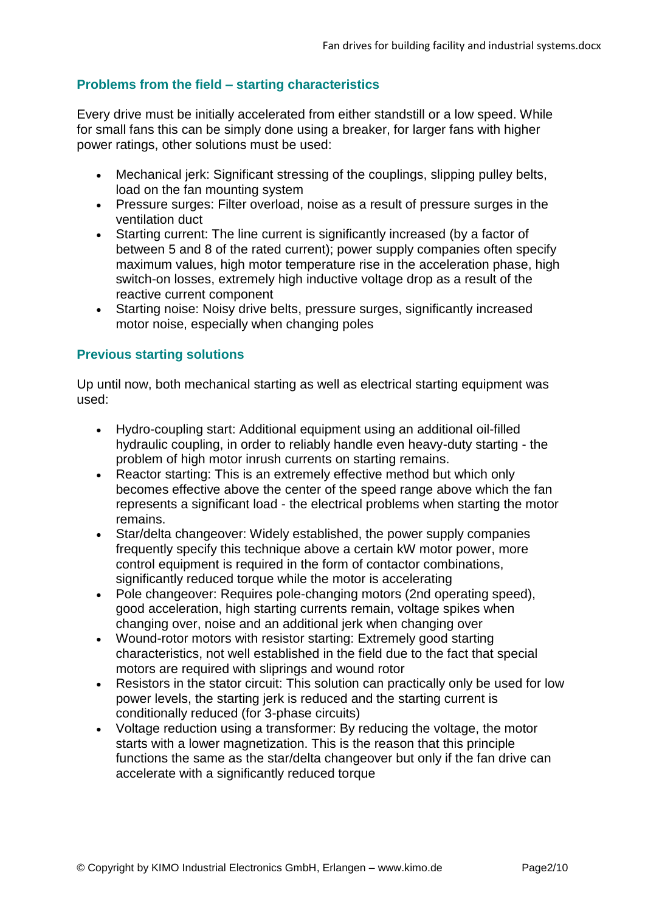## Problems from the field – starting characteristics

Every drive must be initially accelerated from either standstill or a low speed. While for small fans this can be simply done using a breaker, for larger fans with higher power ratings, other solutions must be used:

- Mechanical jerk: Significant stressing of the couplings, slipping pulley belts, load on the fan mounting system
- Pressure surges: Filter overload, noise as a result of pressure surges in the ventilation duct
- Starting current: The line current is significantly increased (by a factor of between 5 and 8 of the rated current); power supply companies often specify maximum values, high motor temperature rise in the acceleration phase, high switch-on losses, extremely high inductive voltage drop as a result of the reactive current component
- Starting noise: Noisy drive belts, pressure surges, significantly increased motor noise, especially when changing poles

## Previous starting solutions

Up until now, both mechanical starting as well as electrical starting equipment was used:

- Hydro-coupling start: Additional equipment using an additional oil-filled hydraulic coupling, in order to reliably handle even heavy-duty starting - the problem of high motor inrush currents on starting remains.
- Reactor starting: This is an extremely effective method but which only becomes effective above the center of the speed range above which the fan represents a significant load - the electrical problems when starting the motor remains.
- Star/delta changeover: Widely established, the power supply companies frequently specify this technique above a certain kW motor power, more control equipment is required in the form of contactor combinations, significantly reduced torque while the motor is accelerating
- Pole changeover: Requires pole-changing motors (2nd operating speed), good acceleration, high starting currents remain, voltage spikes when changing over, noise and an additional jerk when changing over
- Wound-rotor motors with resistor starting: Extremely good starting characteristics, not well established in the field due to the fact that special motors are required with sliprings and wound rotor
- Resistors in the stator circuit: This solution can practically only be used for low power levels, the starting jerk is reduced and the starting current is conditionally reduced (for 3-phase circuits)
- Voltage reduction using a transformer: By reducing the voltage, the motor starts with a lower magnetization. This is the reason that this principle functions the same as the star/delta changeover but only if the fan drive can accelerate with a significantly reduced torque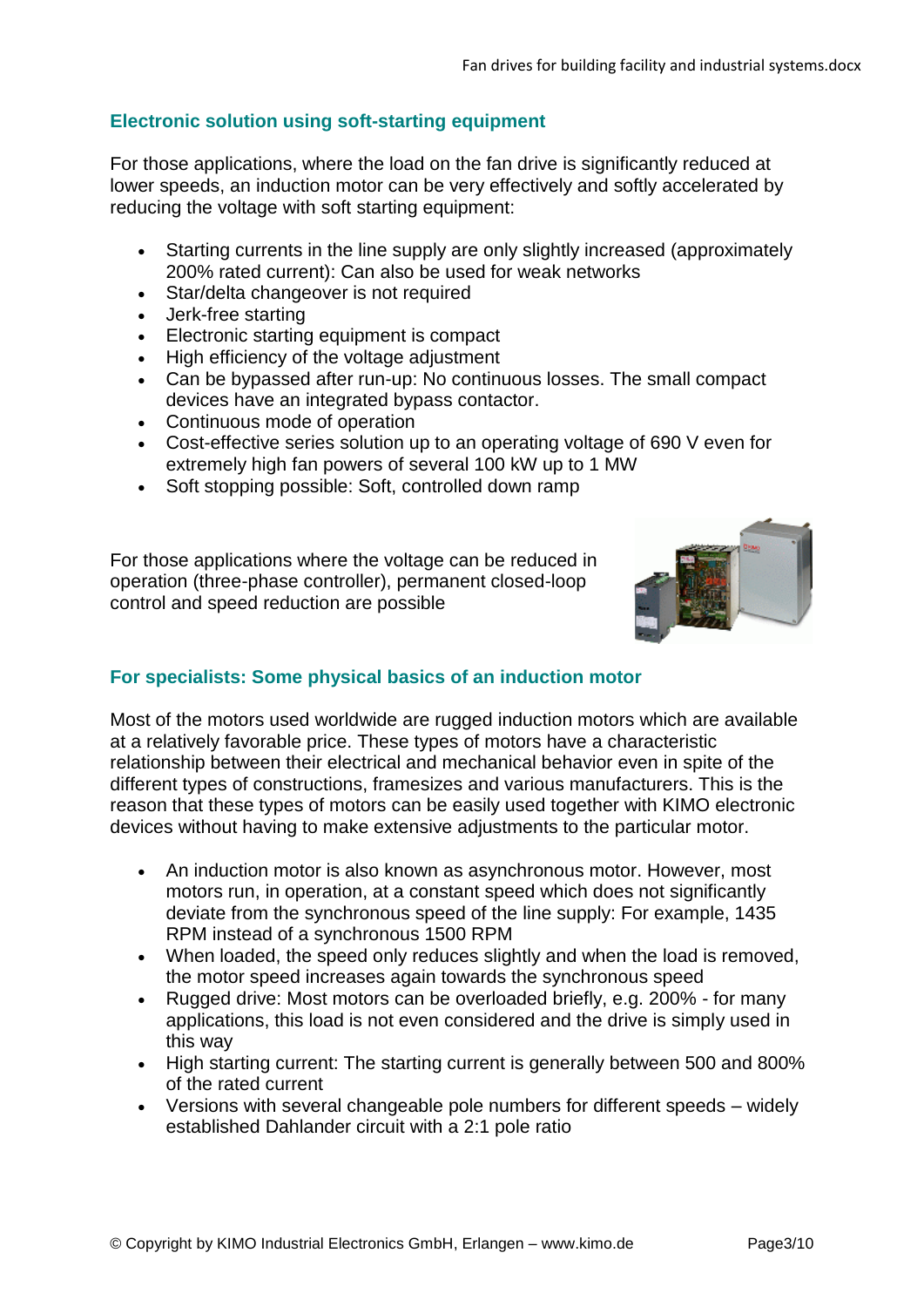### Electronic solution using soft-starting equipment

For those applications, where the load on the fan drive is significantly reduced at lower speeds, an induction motor can be very effectively and softly accelerated by reducing the voltage with soft starting equipment:

- Starting currents in the line supply are only slightly increased (approximately 200% rated current): Can also be used for weak networks
- Star/delta changeover is not required
- Jerk-free starting
- Electronic starting equipment is compact
- High efficiency of the voltage adjustment
- Can be bypassed after run-up: No continuous losses. The small compact devices have an integrated bypass contactor.
- Continuous mode of operation
- Cost-effective series solution up to an operating voltage of 690 V even for extremely high fan powers of several 100 kW up to 1 MW
- Soft stopping possible: Soft, controlled down ramp

For those applications where the voltage can be reduced in operation (three-phase controller), permanent closed-loop control and speed reduction are possible

### For specialists: Some physical basics of an induction motor

Most of the motors used worldwide are rugged induction motors which are available at a relatively favorable price. These types of motors have a characteristic relationship between their electrical and mechanical behavior even in spite of the different types of constructions, framesizes and various manufacturers. This is the reason that these types of motors can be easily used together with KIMO electronic devices without having to make extensive adjustments to the particular motor.

- An induction motor is also known as asynchronous motor. However, most motors run, in operation, at a constant speed which does not significantly deviate from the synchronous speed of the line supply: For example, 1435 RPM instead of a synchronous 1500 RPM
- When loaded, the speed only reduces slightly and when the load is removed, the motor speed increases again towards the synchronous speed
- Rugged drive: Most motors can be overloaded briefly, e.g. 200% - for many applications, this load is not even considered and the drive is simply used in this way
- High starting current: The starting current is generally between 500 and 800% of the rated current
- Versions with several changeable pole numbers for different speeds – widely established Dahlander circuit with a 2:1 pole ratio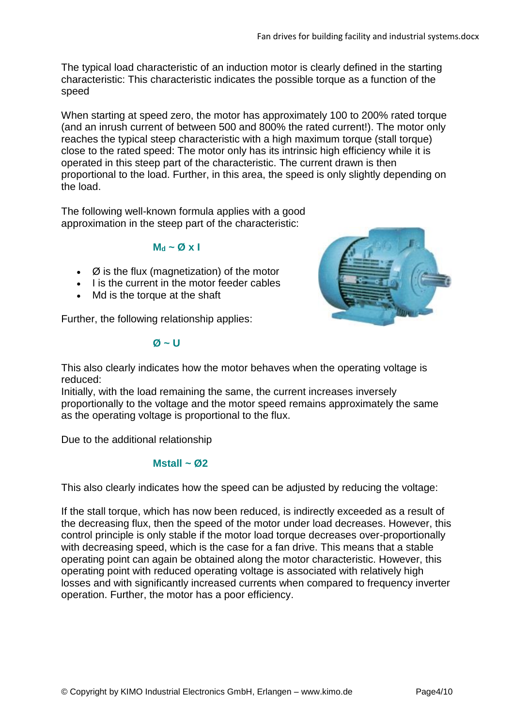The typical load characteristic of an induction motor is clearly defined in the starting characteristic: This characteristic indicates the possible torque as a function of the speed

When starting at speed zero, the motor has approximately 100 to 200% rated torque (and an inrush current of between 500 and 800% the rated current!). The motor only reaches the typical steep characteristic with a high maximum torque (stall torque) close to the rated speed: The motor only has its intrinsic high efficiency while it is operated in this steep part of the characteristic. The current drawn is then proportional to the load. Further, in this area, the speed is only slightly depending on the load.

The following well-known formula applies with a good approximation in the steep part of the characteristic:

$$M_d \sim Ø \times I$$

- Ø is the flux (magnetization) of the motor
- I is the current in the motor feeder cables
- Md is the torque at the shaft

Further, the following relationship applies:

$$Ø \sim U$$

This also clearly indicates how the motor behaves when the operating voltage is reduced:
Initially, with the load remaining the same, the current increases inversely proportionally to the voltage and the motor speed remains approximately the same as the operating voltage is proportional to the flux.

Due to the additional relationship

$$M_{stall} \sim Ø^2$$

This also clearly indicates how the speed can be adjusted by reducing the voltage:

If the stall torque, which has now been reduced, is indirectly exceeded as a result of the decreasing flux, then the speed of the motor under load decreases. However, this control principle is only stable if the motor load torque decreases over-proportionally with decreasing speed, which is the case for a fan drive. This means that a stable operating point can again be obtained along the motor characteristic. However, this operating point with reduced operating voltage is associated with relatively high losses and with significantly increased currents when compared to frequency inverter operation. Further, the motor has a poor efficiency.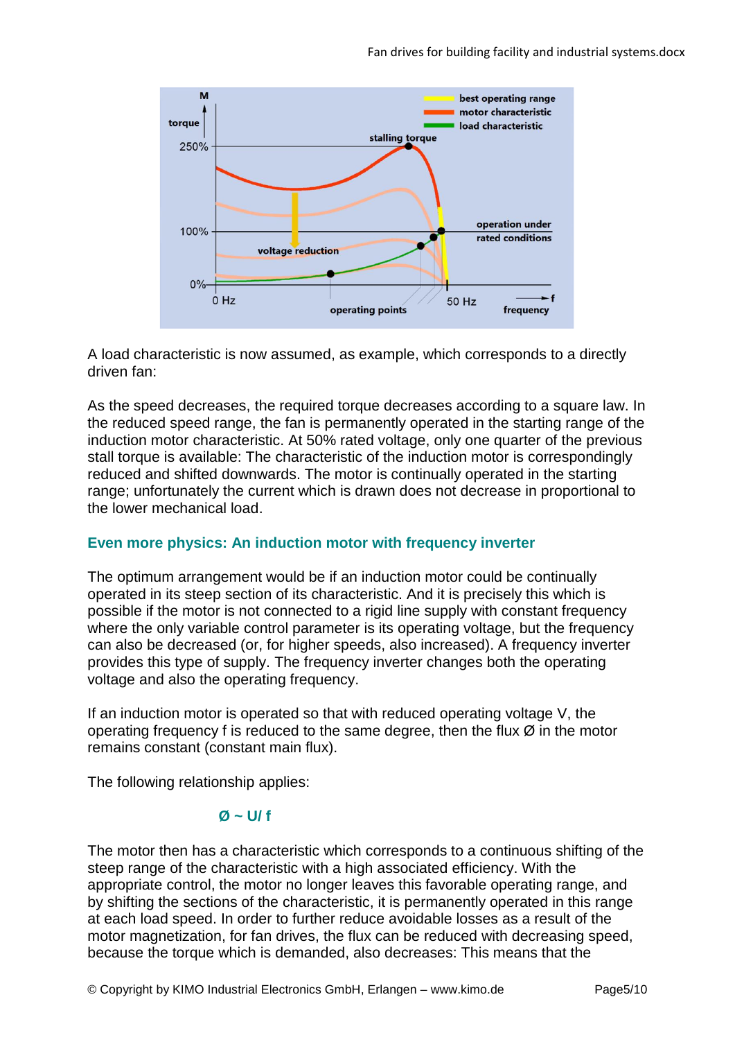A load characteristic is now assumed, as example, which corresponds to a directly driven fan:

As the speed decreases, the required torque decreases according to a square law. In the reduced speed range, the fan is permanently operated in the starting range of the induction motor characteristic. At 50% rated voltage, only one quarter of the previous stall torque is available: The characteristic of the induction motor is correspondingly reduced and shifted downwards. The motor is continually operated in the starting range; unfortunately the current which is drawn does not decrease in proportional to the lower mechanical load.

### Even more physics: An induction motor with frequency inverter

The optimum arrangement would be if an induction motor could be continually operated in its steep section of its characteristic. And it is precisely this which is possible if the motor is not connected to a rigid line supply with constant frequency where the only variable control parameter is its operating voltage, but the frequency can also be decreased (or, for higher speeds, also increased). A frequency inverter provides this type of supply. The frequency inverter changes both the operating voltage and also the operating frequency.

If an induction motor is operated so that with reduced operating voltage V, the operating frequency f is reduced to the same degree, then the flux Ø in the motor remains constant (constant main flux).

The following relationship applies:

$$Ø \sim U / f$$

The motor then has a characteristic which corresponds to a continuous shifting of the steep range of the characteristic with a high associated efficiency. With the appropriate control, the motor no longer leaves this favorable operating range, and by shifting the sections of the characteristic, it is permanently operated in this range at each load speed. In order to further reduce avoidable losses as a result of the motor magnetization, for fan drives, the flux can be reduced with decreasing speed, because the torque which is demanded, also decreases: This means that the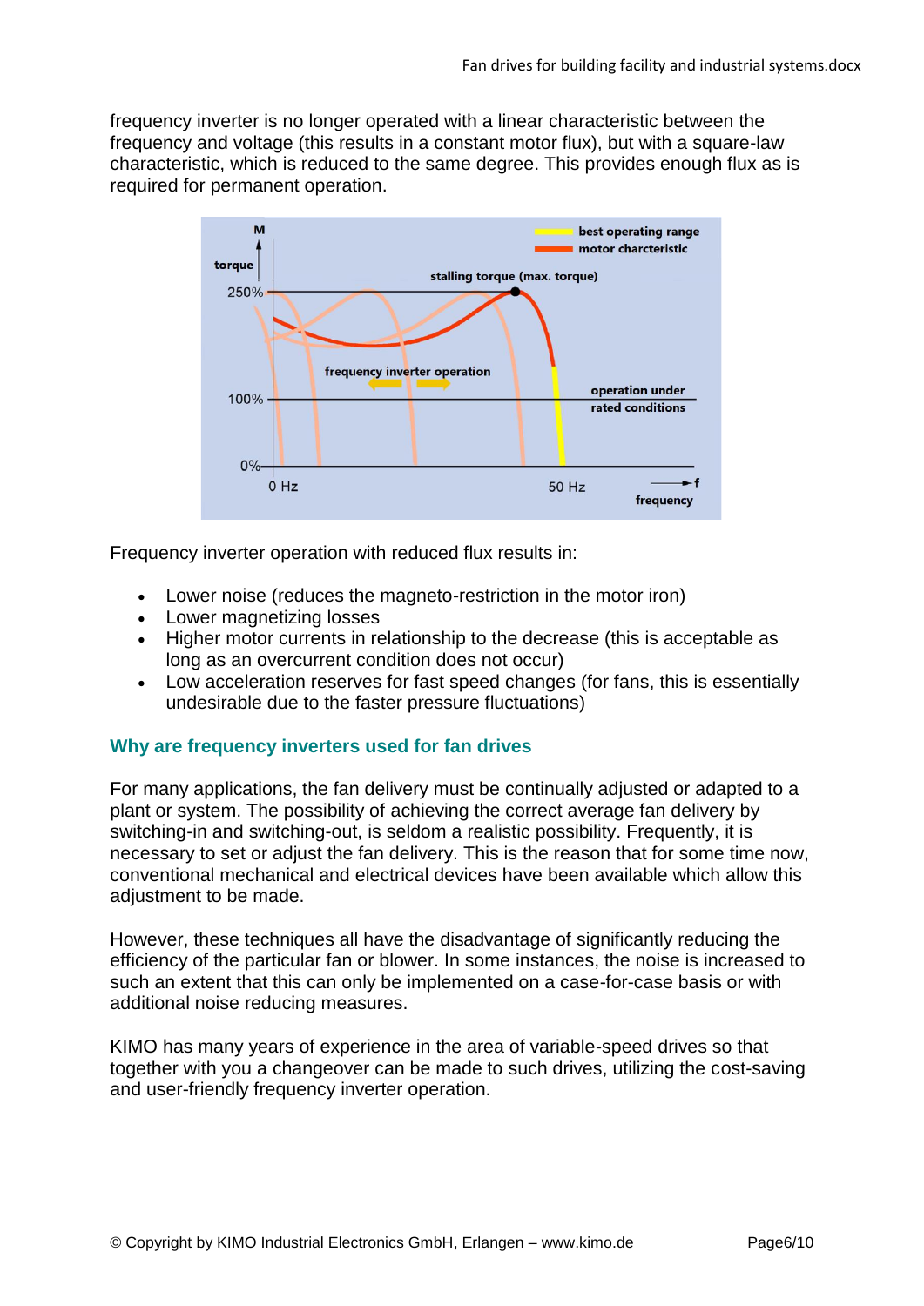frequency inverter is no longer operated with a linear characteristic between the frequency and voltage (this results in a constant motor flux), but with a square-law characteristic, which is reduced to the same degree. This provides enough flux as is required for permanent operation.

Frequency inverter operation with reduced flux results in:

- Lower noise (reduces the magneto-restriction in the motor iron)
- Lower magnetizing losses
- Higher motor currents in relationship to the decrease (this is acceptable as long as an overcurrent condition does not occur)
- Low acceleration reserves for fast speed changes (for fans, this is essentially undesirable due to the faster pressure fluctuations)

### Why are frequency inverters used for fan drives

For many applications, the fan delivery must be continually adjusted or adapted to a plant or system. The possibility of achieving the correct average fan delivery by switching-in and switching-out, is seldom a realistic possibility. Frequently, it is necessary to set or adjust the fan delivery. This is the reason that for some time now, conventional mechanical and electrical devices have been available which allow this adjustment to be made.

However, these techniques all have the disadvantage of significantly reducing the efficiency of the particular fan or blower. In some instances, the noise is increased to such an extent that this can only be implemented on a case-for-case basis or with additional noise reducing measures.

KIMO has many years of experience in the area of variable-speed drives so that together with you a changeover can be made to such drives, utilizing the cost-saving and user-friendly frequency inverter operation.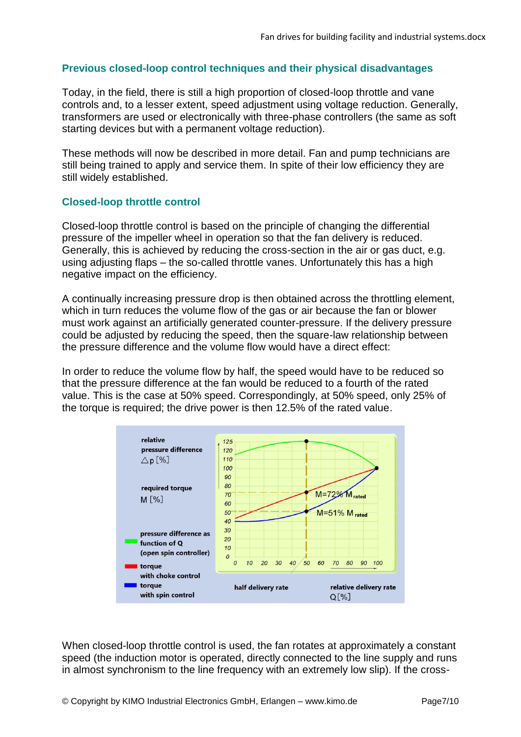## Previous closed-loop control techniques and their physical disadvantages

Today, in the field, there is still a high proportion of closed-loop throttle and vane controls and, to a lesser extent, speed adjustment using voltage reduction. Generally, transformers are used or electronically with three-phase controllers (the same as soft starting devices but with a permanent voltage reduction).

These methods will now be described in more detail. Fan and pump technicians are still being trained to apply and service them. In spite of their low efficiency they are still widely established.

## Closed-loop throttle control

Closed-loop throttle control is based on the principle of changing the differential pressure of the impeller wheel in operation so that the fan delivery is reduced. Generally, this is achieved by reducing the cross-section in the air or gas duct, e.g. using adjusting flaps – the so-called throttle vanes. Unfortunately this has a high negative impact on the efficiency.

A continually increasing pressure drop is then obtained across the throttling element, which in turn reduces the volume flow of the gas or air because the fan or blower must work against an artificially generated counter-pressure. If the delivery pressure could be adjusted by reducing the speed, then the square-law relationship between the pressure difference and the volume flow would have a direct effect:

In order to reduce the volume flow by half, the speed would have to be reduced so that the pressure difference at the fan would be reduced to a fourth of the rated value. This is the case at 50% speed. Correspondingly, at 50% speed, only 25% of the torque is required; the drive power is then 12.5% of the rated value.

relative pressure difference $\Delta p$ [%]

required torque M [%]

pressure difference as function of Q (open spin controller)

torque with choke control

torque with spin control

$M=72\%\ M_{rated}$

$M=51\%\ M_{rated}$

half delivery rate

relative delivery rate Q[%]

When closed-loop throttle control is used, the fan rotates at approximately a constant speed (the induction motor is operated, directly connected to the line supply and runs in almost synchronism to the line frequency with an extremely low slip). If the cross-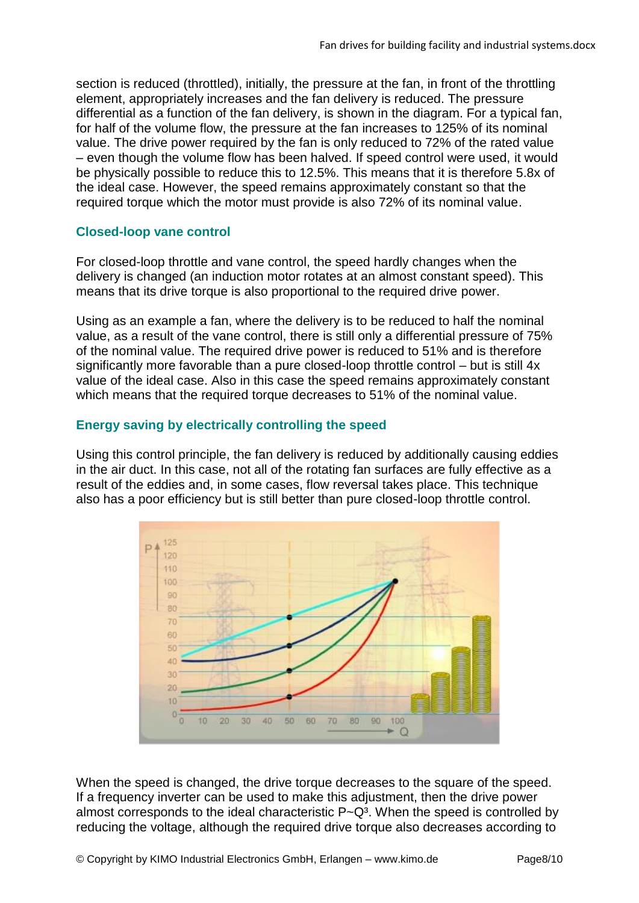section is reduced (throttled), initially, the pressure at the fan, in front of the throttling element, appropriately increases and the fan delivery is reduced. The pressure differential as a function of the fan delivery, is shown in the diagram. For a typical fan, for half of the volume flow, the pressure at the fan increases to 125% of its nominal value. The drive power required by the fan is only reduced to 72% of the rated value – even though the volume flow has been halved. If speed control were used, it would be physically possible to reduce this to 12.5%. This means that it is therefore 5.8x of the ideal case. However, the speed remains approximately constant so that the required torque which the motor must provide is also 72% of its nominal value.

### Closed-loop vane control

For closed-loop throttle and vane control, the speed hardly changes when the delivery is changed (an induction motor rotates at an almost constant speed). This means that its drive torque is also proportional to the required drive power.

Using as an example a fan, where the delivery is to be reduced to half the nominal value, as a result of the vane control, there is still only a differential pressure of 75% of the nominal value. The required drive power is reduced to 51% and is therefore significantly more favorable than a pure closed-loop throttle control – but is still 4x value of the ideal case. Also in this case the speed remains approximately constant which means that the required torque decreases to 51% of the nominal value.

### Energy saving by electrically controlling the speed

Using this control principle, the fan delivery is reduced by additionally causing eddies in the air duct. In this case, not all of the rotating fan surfaces are fully effective as a result of the eddies and, in some cases, flow reversal takes place. This technique also has a poor efficiency but is still better than pure closed-loop throttle control.

When the speed is changed, the drive torque decreases to the square of the speed. If a frequency inverter can be used to make this adjustment, then the drive power almost corresponds to the ideal characteristic $P \sim Q^3$. When the speed is controlled by reducing the voltage, although the required drive torque also decreases according to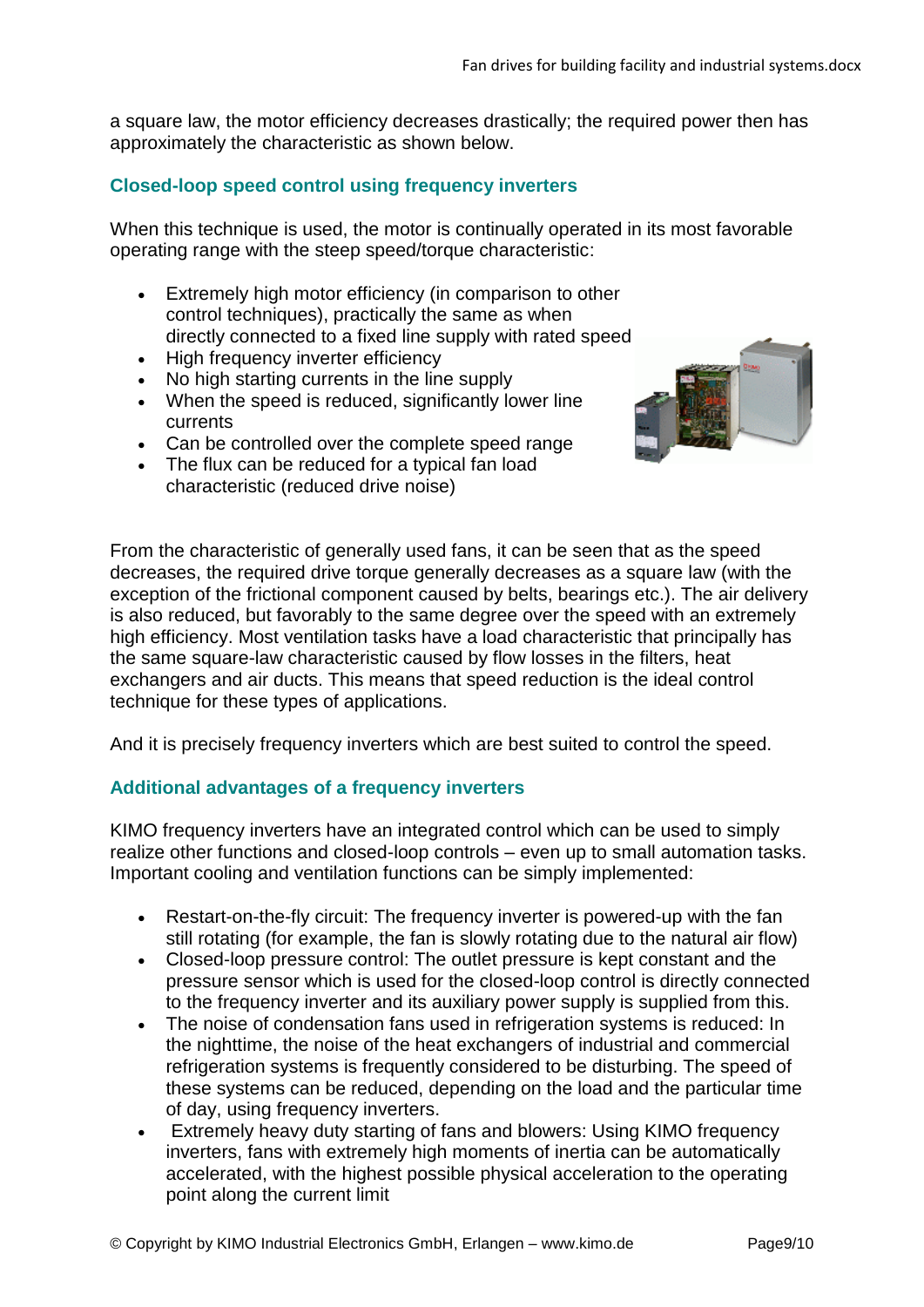a square law, the motor efficiency decreases drastically; the required power then has approximately the characteristic as shown below.

### Closed-loop speed control using frequency inverters

When this technique is used, the motor is continually operated in its most favorable operating range with the steep speed/torque characteristic:

- Extremely high motor efficiency (in comparison to other control techniques), practically the same as when directly connected to a fixed line supply with rated speed
- High frequency inverter efficiency
- No high starting currents in the line supply
- When the speed is reduced, significantly lower line currents
- Can be controlled over the complete speed range
- The flux can be reduced for a typical fan load characteristic (reduced drive noise)

From the characteristic of generally used fans, it can be seen that as the speed decreases, the required drive torque generally decreases as a square law (with the exception of the frictional component caused by belts, bearings etc.). The air delivery is also reduced, but favorably to the same degree over the speed with an extremely high efficiency. Most ventilation tasks have a load characteristic that principally has the same square-law characteristic caused by flow losses in the filters, heat exchangers and air ducts. This means that speed reduction is the ideal control technique for these types of applications.

And it is precisely frequency inverters which are best suited to control the speed.

### Additional advantages of a frequency inverters

KIMO frequency inverters have an integrated control which can be used to simply realize other functions and closed-loop controls – even up to small automation tasks. Important cooling and ventilation functions can be simply implemented:

- Restart-on-the-fly circuit: The frequency inverter is powered-up with the fan still rotating (for example, the fan is slowly rotating due to the natural air flow)
- Closed-loop pressure control: The outlet pressure is kept constant and the pressure sensor which is used for the closed-loop control is directly connected to the frequency inverter and its auxiliary power supply is supplied from this.
- The noise of condensation fans used in refrigeration systems is reduced: In the nighttime, the noise of the heat exchangers of industrial and commercial refrigeration systems is frequently considered to be disturbing. The speed of these systems can be reduced, depending on the load and the particular time of day, using frequency inverters.
- Extremely heavy duty starting of fans and blowers: Using KIMO frequency inverters, fans with extremely high moments of inertia can be automatically accelerated, with the highest possible physical acceleration to the operating point along the current limit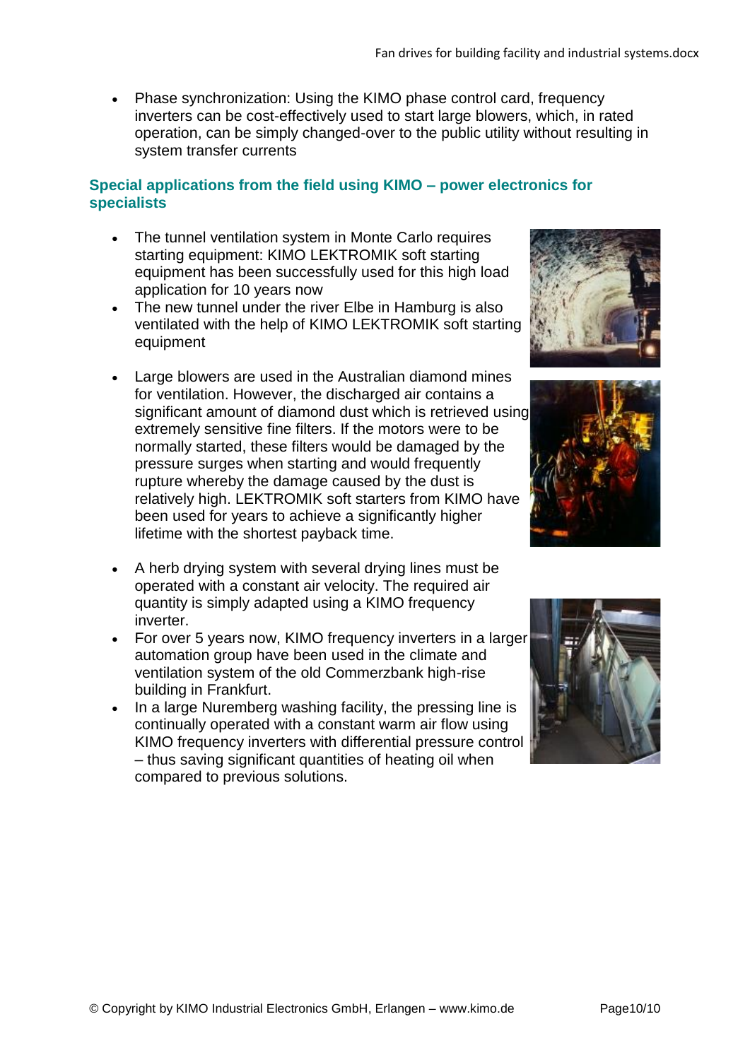- Phase synchronization: Using the KIMO phase control card, frequency inverters can be cost-effectively used to start large blowers, which, in rated operation, can be simply changed-over to the public utility without resulting in system transfer currents

## Special applications from the field using KIMO – power electronics for specialists

- The tunnel ventilation system in Monte Carlo requires starting equipment: KIMO LEKTROMIK soft starting equipment has been successfully used for this high load application for 10 years now
- The new tunnel under the river Elbe in Hamburg is also ventilated with the help of KIMO LEKTROMIK soft starting equipment

- Large blowers are used in the Australian diamond mines for ventilation. However, the discharged air contains a significant amount of diamond dust which is retrieved using extremely sensitive fine filters. If the motors were to be normally started, these filters would be damaged by the pressure surges when starting and would frequently rupture whereby the damage caused by the dust is relatively high. LEKTROMIK soft starters from KIMO have been used for years to achieve a significantly higher lifetime with the shortest payback time.

- A herb drying system with several drying lines must be operated with a constant air velocity. The required air quantity is simply adapted using a KIMO frequency inverter.
- For over 5 years now, KIMO frequency inverters in a larger automation group have been used in the climate and ventilation system of the old Commerzbank high-rise building in Frankfurt.
- In a large Nuremberg washing facility, the pressing line is continually operated with a constant warm air flow using KIMO frequency inverters with differential pressure control – thus saving significant quantities of heating oil when compared to previous solutions.